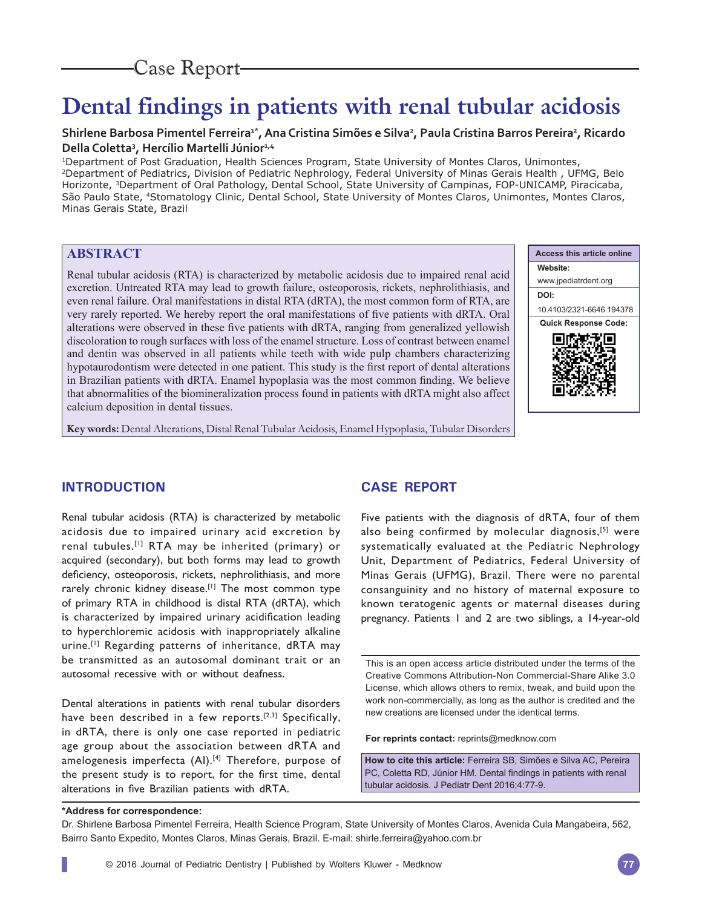Case Report

# Dental findings in patients with renal tubular acidosis

**Shirlene Barbosa Pimentel Ferreira[1*], Ana Cristina Simões e Silva[2], Paula Cristina Barros Pereira[2], Ricardo Della Coletta[3], Hercílio Martelli Júnior[1,4]**

[1]Department of Post Graduation, Health Sciences Program, State University of Montes Claros, Unimontes, [2]Department of Pediatrics, Division of Pediatric Nephrology, Federal University of Minas Gerais Health , UFMG, Belo Horizonte, [3]Department of Oral Pathology, Dental School, State University of Campinas, FOP-UNICAMP, Piracicaba, São Paulo State, [4]Stomatology Clinic, Dental School, State University of Montes Claros, Unimontes, Montes Claros, Minas Gerais State, Brazil

## ABSTRACT

Renal tubular acidosis (RTA) is characterized by metabolic acidosis due to impaired renal acid excretion. Untreated RTA may lead to growth failure, osteoporosis, rickets, nephrolithiasis, and even renal failure. Oral manifestations in distal RTA (dRTA), the most common form of RTA, are very rarely reported. We hereby report the oral manifestations of five patients with dRTA. Oral alterations were observed in these five patients with dRTA, ranging from generalized yellowish discoloration to rough surfaces with loss of the enamel structure. Loss of contrast between enamel and dentin was observed in all patients while teeth with wide pulp chambers characterizing hypotaurodontism were detected in one patient. This study is the first report of dental alterations in Brazilian patients with dRTA. Enamel hypoplasia was the most common finding. We believe that abnormalities of the biomineralization process found in patients with dRTA might also affect calcium deposition in dental tissues.

**Key words:** Dental Alterations, Distal Renal Tubular Acidosis, Enamel Hypoplasia, Tubular Disorders

| Access this article online |
| --- |
| **Website:** www.jpediatrdent.org |
| **DOI:** 10.4103/2321-6646.194378 |
| **Quick Response Code:** |

## INTRODUCTION

Renal tubular acidosis (RTA) is characterized by metabolic acidosis due to impaired urinary acid excretion by renal tubules.[1] RTA may be inherited (primary) or acquired (secondary), but both forms may lead to growth deficiency, osteoporosis, rickets, nephrolithiasis, and more rarely chronic kidney disease.[1] The most common type of primary RTA in childhood is distal RTA (dRTA), which is characterized by impaired urinary acidification leading to hyperchloremic acidosis with inappropriately alkaline urine.[1] Regarding patterns of inheritance, dRTA may be transmitted as an autosomal dominant trait or an autosomal recessive with or without deafness.

Dental alterations in patients with renal tubular disorders have been described in a few reports.[2,3] Specifically, in dRTA, there is only one case reported in pediatric age group about the association between dRTA and amelogenesis imperfecta (AI).[4] Therefore, purpose of the present study is to report, for the first time, dental alterations in five Brazilian patients with dRTA.

## CASE REPORT

Five patients with the diagnosis of dRTA, four of them also being confirmed by molecular diagnosis,[5] were systematically evaluated at the Pediatric Nephrology Unit, Department of Pediatrics, Federal University of Minas Gerais (UFMG), Brazil. There were no parental consanguinity and no history of maternal exposure to known teratogenic agents or maternal diseases during pregnancy. Patients 1 and 2 are two siblings, a 14-year-old

This is an open access article distributed under the terms of the Creative Commons Attribution-Non Commercial-Share Alike 3.0 License, which allows others to remix, tweak, and build upon the work non-commercially, as long as the author is credited and the new creations are licensed under the identical terms.

**For reprints contact:** reprints@medknow.com

**How to cite this article:** Ferreira SB, Simões e Silva AC, Pereira PC, Coletta RD, Júnior HM. Dental findings in patients with renal tubular acidosis. J Pediatr Dent 2016;4:77-9.

**\*Address for correspondence:**
Dr. Shirlene Barbosa Pimentel Ferreira, Health Science Program, State University of Montes Claros, Avenida Cula Mangabeira, 562, Bairro Santo Expedito, Montes Claros, Minas Gerais, Brazil. E-mail: shirle.ferreira@yahoo.com.br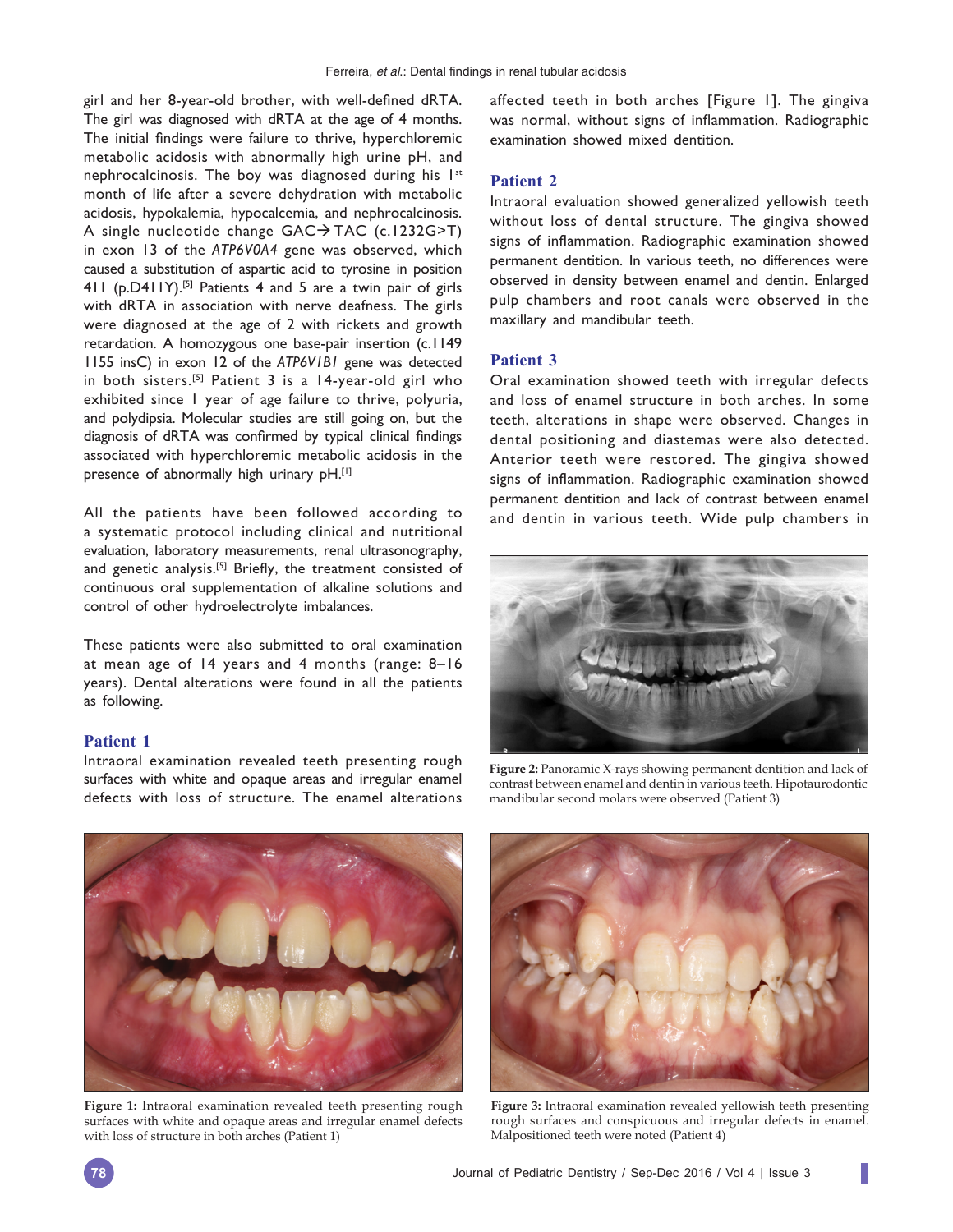girl and her 8-year-old brother, with well-defined dRTA. The girl was diagnosed with dRTA at the age of 4 months. The initial findings were failure to thrive, hyperchloremic metabolic acidosis with abnormally high urine pH, and nephrocalcinosis. The boy was diagnosed during his 1st month of life after a severe dehydration with metabolic acidosis, hypokalemia, hypocalcemia, and nephrocalcinosis. A single nucleotide change GAC→TAC (c.1232G>T) in exon 13 of the *ATP6V0A4* gene was observed, which caused a substitution of aspartic acid to tyrosine in position 411 (p.D411Y).[5] Patients 4 and 5 are a twin pair of girls with dRTA in association with nerve deafness. The girls were diagnosed at the age of 2 with rickets and growth retardation. A homozygous one base-pair insertion (c.1149 1155 insC) in exon 12 of the *ATP6V1B1* gene was detected in both sisters.[5] Patient 3 is a 14-year-old girl who exhibited since 1 year of age failure to thrive, polyuria, and polydipsia. Molecular studies are still going on, but the diagnosis of dRTA was confirmed by typical clinical findings associated with hyperchloremic metabolic acidosis in the presence of abnormally high urinary pH.[1]

All the patients have been followed according to a systematic protocol including clinical and nutritional evaluation, laboratory measurements, renal ultrasonography, and genetic analysis.[5] Briefly, the treatment consisted of continuous oral supplementation of alkaline solutions and control of other hydroelectrolyte imbalances.

These patients were also submitted to oral examination at mean age of 14 years and 4 months (range: 8–16 years). Dental alterations were found in all the patients as following.

## Patient 1

Intraoral examination revealed teeth presenting rough surfaces with white and opaque areas and irregular enamel defects with loss of structure. The enamel alterations affected teeth in both arches [Figure 1]. The gingiva was normal, without signs of inflammation. Radiographic examination showed mixed dentition.

## Patient 2

Intraoral evaluation showed generalized yellowish teeth without loss of dental structure. The gingiva showed signs of inflammation. Radiographic examination showed permanent dentition. In various teeth, no differences were observed in density between enamel and dentin. Enlarged pulp chambers and root canals were observed in the maxillary and mandibular teeth.

## Patient 3

Oral examination showed teeth with irregular defects and loss of enamel structure in both arches. In some teeth, alterations in shape were observed. Changes in dental positioning and diastemas were also detected. Anterior teeth were restored. The gingiva showed signs of inflammation. Radiographic examination showed permanent dentition and lack of contrast between enamel and dentin in various teeth. Wide pulp chambers in

**Figure 2:** Panoramic X-rays showing permanent dentition and lack of contrast between enamel and dentin in various teeth. Hipotaurodontic mandibular second molars were observed (Patient 3)

**Figure 1:** Intraoral examination revealed teeth presenting rough surfaces with white and opaque areas and irregular enamel defects with loss of structure in both arches (Patient 1)

**Figure 3:** Intraoral examination revealed yellowish teeth presenting rough surfaces and conspicuous and irregular defects in enamel. Malpositioned teeth were noted (Patient 4)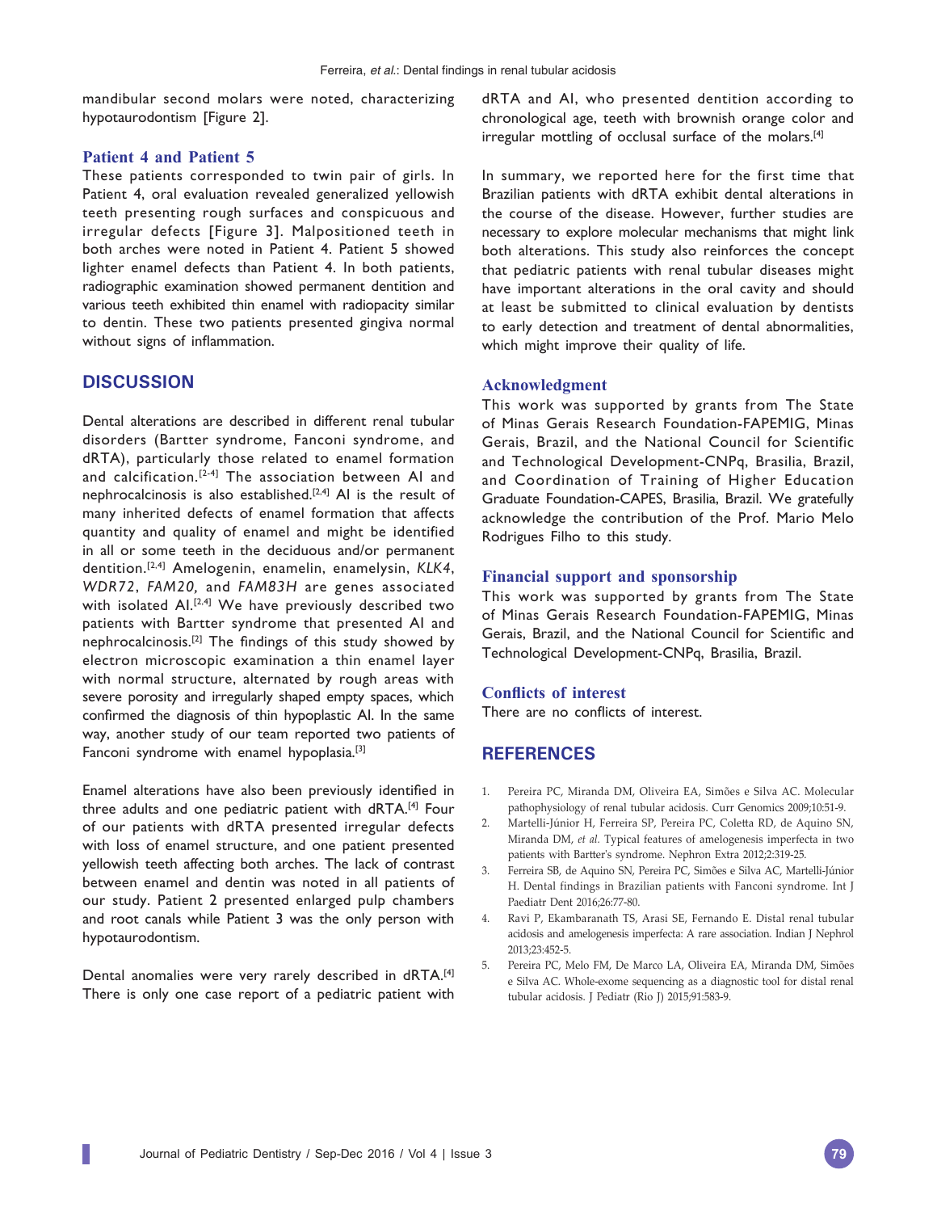mandibular second molars were noted, characterizing hypotaurodontism [Figure 2].

### Patient 4 and Patient 5

These patients corresponded to twin pair of girls. In Patient 4, oral evaluation revealed generalized yellowish teeth presenting rough surfaces and conspicuous and irregular defects [Figure 3]. Malpositioned teeth in both arches were noted in Patient 4. Patient 5 showed lighter enamel defects than Patient 4. In both patients, radiographic examination showed permanent dentition and various teeth exhibited thin enamel with radiopacity similar to dentin. These two patients presented gingiva normal without signs of inflammation.

## DISCUSSION

Dental alterations are described in different renal tubular disorders (Bartter syndrome, Fanconi syndrome, and dRTA), particularly those related to enamel formation and calcification.[2-4] The association between AI and nephrocalcinosis is also established.[2,4] AI is the result of many inherited defects of enamel formation that affects quantity and quality of enamel and might be identified in all or some teeth in the deciduous and/or permanent dentition.[2,4] Amelogenin, enamelin, enamelysin, *KLK4*, *WDR72*, *FAM20,* and *FAM83H* are genes associated with isolated AI.[2,4] We have previously described two patients with Bartter syndrome that presented AI and nephrocalcinosis.[2] The findings of this study showed by electron microscopic examination a thin enamel layer with normal structure, alternated by rough areas with severe porosity and irregularly shaped empty spaces, which confirmed the diagnosis of thin hypoplastic AI. In the same way, another study of our team reported two patients of Fanconi syndrome with enamel hypoplasia.[3]

Enamel alterations have also been previously identified in three adults and one pediatric patient with dRTA.[4] Four of our patients with dRTA presented irregular defects with loss of enamel structure, and one patient presented yellowish teeth affecting both arches. The lack of contrast between enamel and dentin was noted in all patients of our study. Patient 2 presented enlarged pulp chambers and root canals while Patient 3 was the only person with hypotaurodontism.

Dental anomalies were very rarely described in dRTA.[4] There is only one case report of a pediatric patient with dRTA and AI, who presented dentition according to chronological age, teeth with brownish orange color and irregular mottling of occlusal surface of the molars.[4]

In summary, we reported here for the first time that Brazilian patients with dRTA exhibit dental alterations in the course of the disease. However, further studies are necessary to explore molecular mechanisms that might link both alterations. This study also reinforces the concept that pediatric patients with renal tubular diseases might have important alterations in the oral cavity and should at least be submitted to clinical evaluation by dentists to early detection and treatment of dental abnormalities, which might improve their quality of life.

### Acknowledgment

This work was supported by grants from The State of Minas Gerais Research Foundation-FAPEMIG, Minas Gerais, Brazil, and the National Council for Scientific and Technological Development-CNPq, Brasilia, Brazil, and Coordination of Training of Higher Education Graduate Foundation-CAPES, Brasilia, Brazil. We gratefully acknowledge the contribution of the Prof. Mario Melo Rodrigues Filho to this study.

### Financial support and sponsorship

This work was supported by grants from The State of Minas Gerais Research Foundation-FAPEMIG, Minas Gerais, Brazil, and the National Council for Scientific and Technological Development-CNPq, Brasilia, Brazil.

### Conflicts of interest

There are no conflicts of interest.

## REFERENCES

1. Pereira PC, Miranda DM, Oliveira EA, Simões e Silva AC. Molecular pathophysiology of renal tubular acidosis. Curr Genomics 2009;10:51-9.
2. Martelli-Júnior H, Ferreira SP, Pereira PC, Coletta RD, de Aquino SN, Miranda DM, *et al*. Typical features of amelogenesis imperfecta in two patients with Bartter's syndrome. Nephron Extra 2012;2:319-25.
3. Ferreira SB, de Aquino SN, Pereira PC, Simões e Silva AC, Martelli-Júnior H. Dental findings in Brazilian patients with Fanconi syndrome. Int J Paediatr Dent 2016;26:77-80.
4. Ravi P, Ekambaranath TS, Arasi SE, Fernando E. Distal renal tubular acidosis and amelogenesis imperfecta: A rare association. Indian J Nephrol 2013;23:452-5.
5. Pereira PC, Melo FM, De Marco LA, Oliveira EA, Miranda DM, Simões e Silva AC. Whole-exome sequencing as a diagnostic tool for distal renal tubular acidosis. J Pediatr (Rio J) 2015;91:583-9.